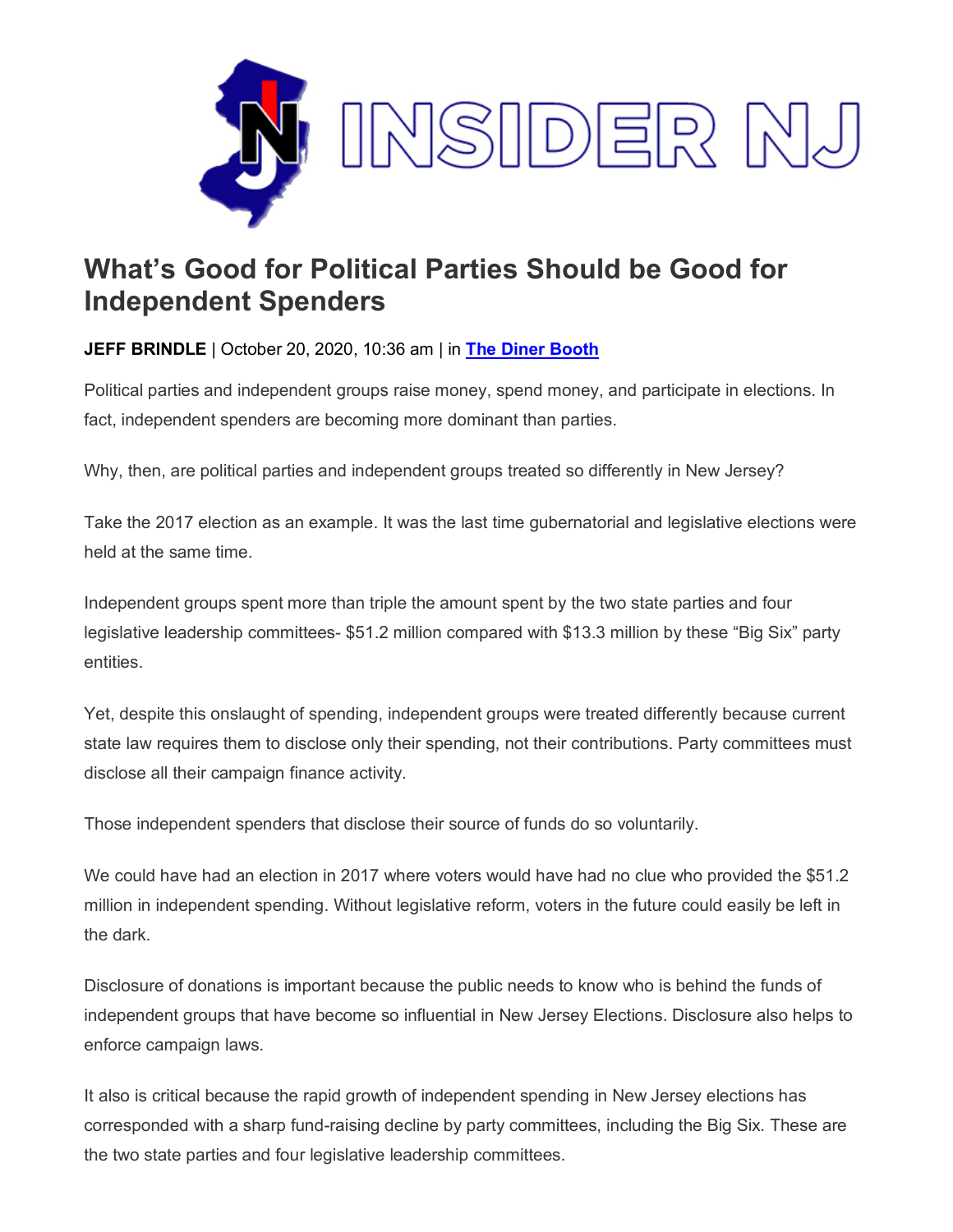# What's Good for Political Parties Should be Good for Independent Spenders

**JEFF BRINDLE** | October 20, 2020, 10:36 am | in **The Diner Booth**

Political parties and independent groups raise money, spend money, and participate in elections. In fact, independent spenders are becoming more dominant than parties.

Why, then, are political parties and independent groups treated so differently in New Jersey?

Take the 2017 election as an example. It was the last time gubernatorial and legislative elections were held at the same time.

Independent groups spent more than triple the amount spent by the two state parties and four legislative leadership committees- $51.2 million compared with $13.3 million by these "Big Six" party entities.

Yet, despite this onslaught of spending, independent groups were treated differently because current state law requires them to disclose only their spending, not their contributions. Party committees must disclose all their campaign finance activity.

Those independent spenders that disclose their source of funds do so voluntarily.

We could have had an election in 2017 where voters would have had no clue who provided the $51.2 million in independent spending. Without legislative reform, voters in the future could easily be left in the dark.

Disclosure of donations is important because the public needs to know who is behind the funds of independent groups that have become so influential in New Jersey Elections. Disclosure also helps to enforce campaign laws.

It also is critical because the rapid growth of independent spending in New Jersey elections has corresponded with a sharp fund-raising decline by party committees, including the Big Six. These are the two state parties and four legislative leadership committees.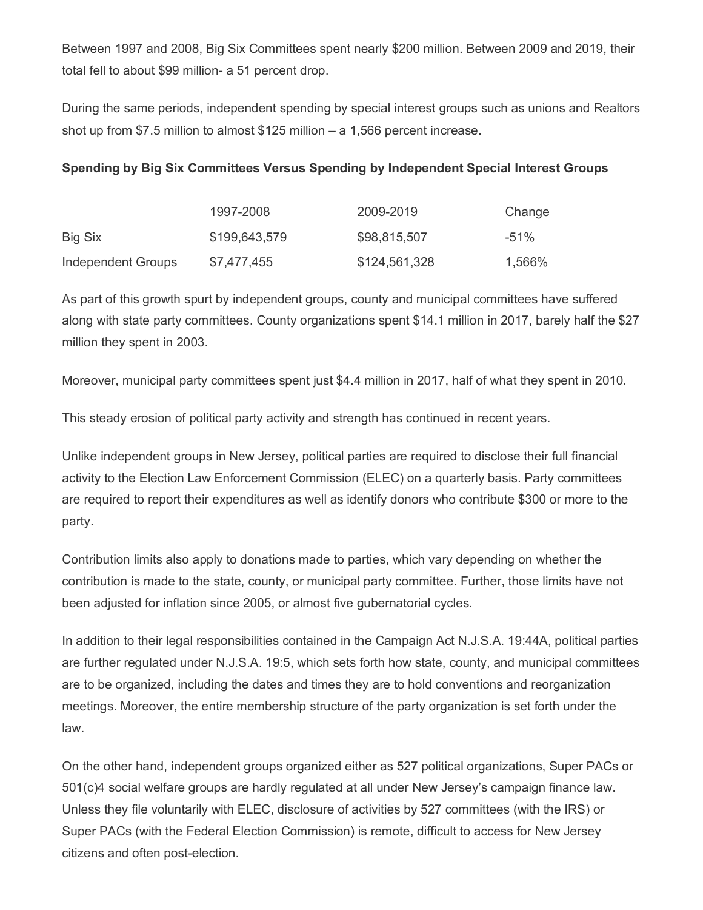Between 1997 and 2008, Big Six Committees spent nearly $200 million. Between 2009 and 2019, their total fell to about $99 million- a 51 percent drop.

During the same periods, independent spending by special interest groups such as unions and Realtors shot up from $7.5 million to almost $125 million – a 1,566 percent increase.

**Spending by Big Six Committees Versus Spending by Independent Special Interest Groups**

| | 1997-2008 | 2009-2019 | Change |
|---|---|---|---|
| Big Six | $199,643,579 | $98,815,507 | -51% |
| Independent Groups | $7,477,455 | $124,561,328 | 1,566% |

As part of this growth spurt by independent groups, county and municipal committees have suffered along with state party committees. County organizations spent $14.1 million in 2017, barely half the $27 million they spent in 2003.

Moreover, municipal party committees spent just $4.4 million in 2017, half of what they spent in 2010.

This steady erosion of political party activity and strength has continued in recent years.

Unlike independent groups in New Jersey, political parties are required to disclose their full financial activity to the Election Law Enforcement Commission (ELEC) on a quarterly basis. Party committees are required to report their expenditures as well as identify donors who contribute $300 or more to the party.

Contribution limits also apply to donations made to parties, which vary depending on whether the contribution is made to the state, county, or municipal party committee. Further, those limits have not been adjusted for inflation since 2005, or almost five gubernatorial cycles.

In addition to their legal responsibilities contained in the Campaign Act N.J.S.A. 19:44A, political parties are further regulated under N.J.S.A. 19:5, which sets forth how state, county, and municipal committees are to be organized, including the dates and times they are to hold conventions and reorganization meetings. Moreover, the entire membership structure of the party organization is set forth under the law.

On the other hand, independent groups organized either as 527 political organizations, Super PACs or 501(c)4 social welfare groups are hardly regulated at all under New Jersey's campaign finance law. Unless they file voluntarily with ELEC, disclosure of activities by 527 committees (with the IRS) or Super PACs (with the Federal Election Commission) is remote, difficult to access for New Jersey citizens and often post-election.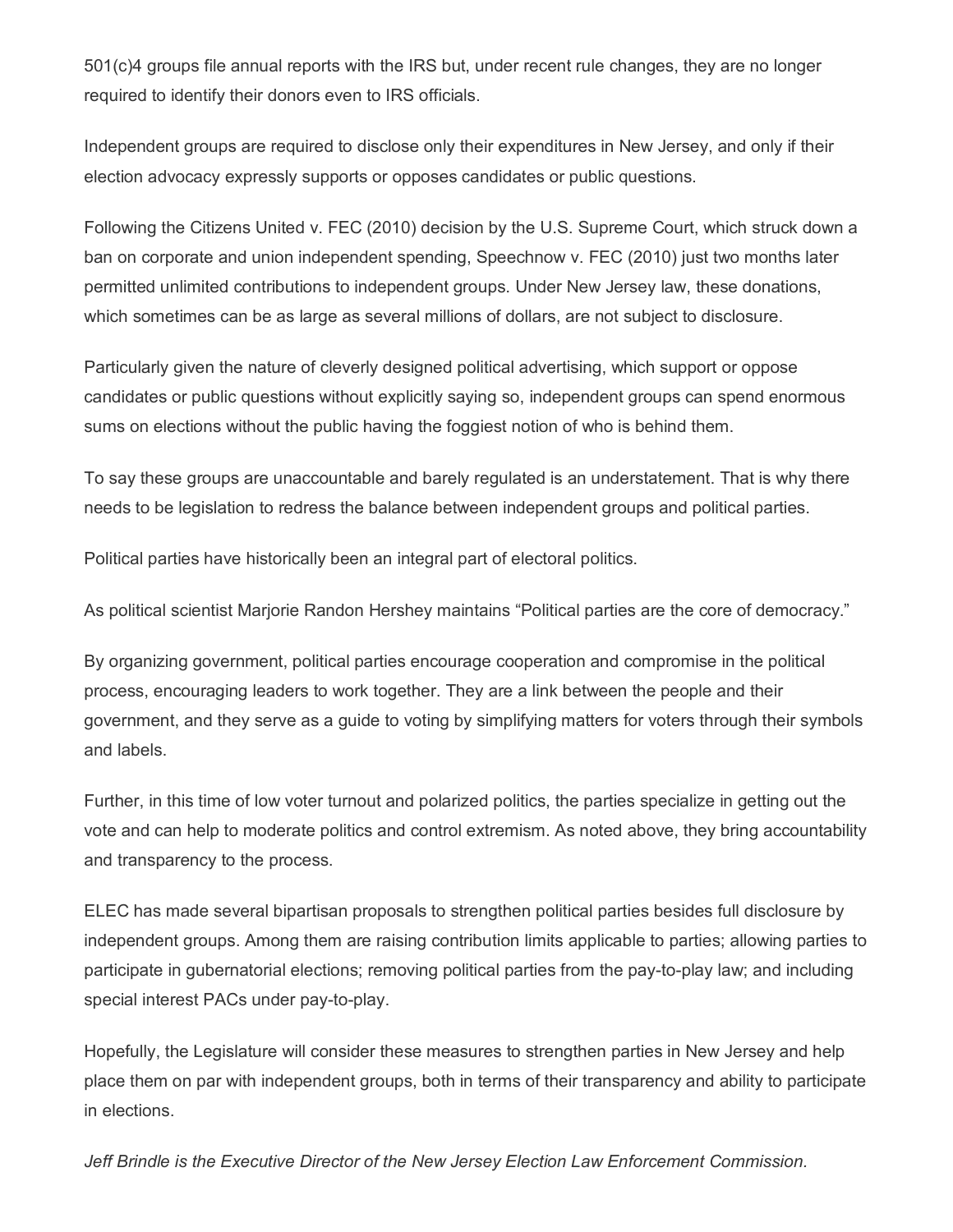501(c)4 groups file annual reports with the IRS but, under recent rule changes, they are no longer required to identify their donors even to IRS officials.

Independent groups are required to disclose only their expenditures in New Jersey, and only if their election advocacy expressly supports or opposes candidates or public questions.

Following the Citizens United v. FEC (2010) decision by the U.S. Supreme Court, which struck down a ban on corporate and union independent spending, Speechnow v. FEC (2010) just two months later permitted unlimited contributions to independent groups. Under New Jersey law, these donations, which sometimes can be as large as several millions of dollars, are not subject to disclosure.

Particularly given the nature of cleverly designed political advertising, which support or oppose candidates or public questions without explicitly saying so, independent groups can spend enormous sums on elections without the public having the foggiest notion of who is behind them.

To say these groups are unaccountable and barely regulated is an understatement. That is why there needs to be legislation to redress the balance between independent groups and political parties.

Political parties have historically been an integral part of electoral politics.

As political scientist Marjorie Randon Hershey maintains "Political parties are the core of democracy."

By organizing government, political parties encourage cooperation and compromise in the political process, encouraging leaders to work together. They are a link between the people and their government, and they serve as a guide to voting by simplifying matters for voters through their symbols and labels.

Further, in this time of low voter turnout and polarized politics, the parties specialize in getting out the vote and can help to moderate politics and control extremism. As noted above, they bring accountability and transparency to the process.

ELEC has made several bipartisan proposals to strengthen political parties besides full disclosure by independent groups. Among them are raising contribution limits applicable to parties; allowing parties to participate in gubernatorial elections; removing political parties from the pay-to-play law; and including special interest PACs under pay-to-play.

Hopefully, the Legislature will consider these measures to strengthen parties in New Jersey and help place them on par with independent groups, both in terms of their transparency and ability to participate in elections.

*Jeff Brindle is the Executive Director of the New Jersey Election Law Enforcement Commission.*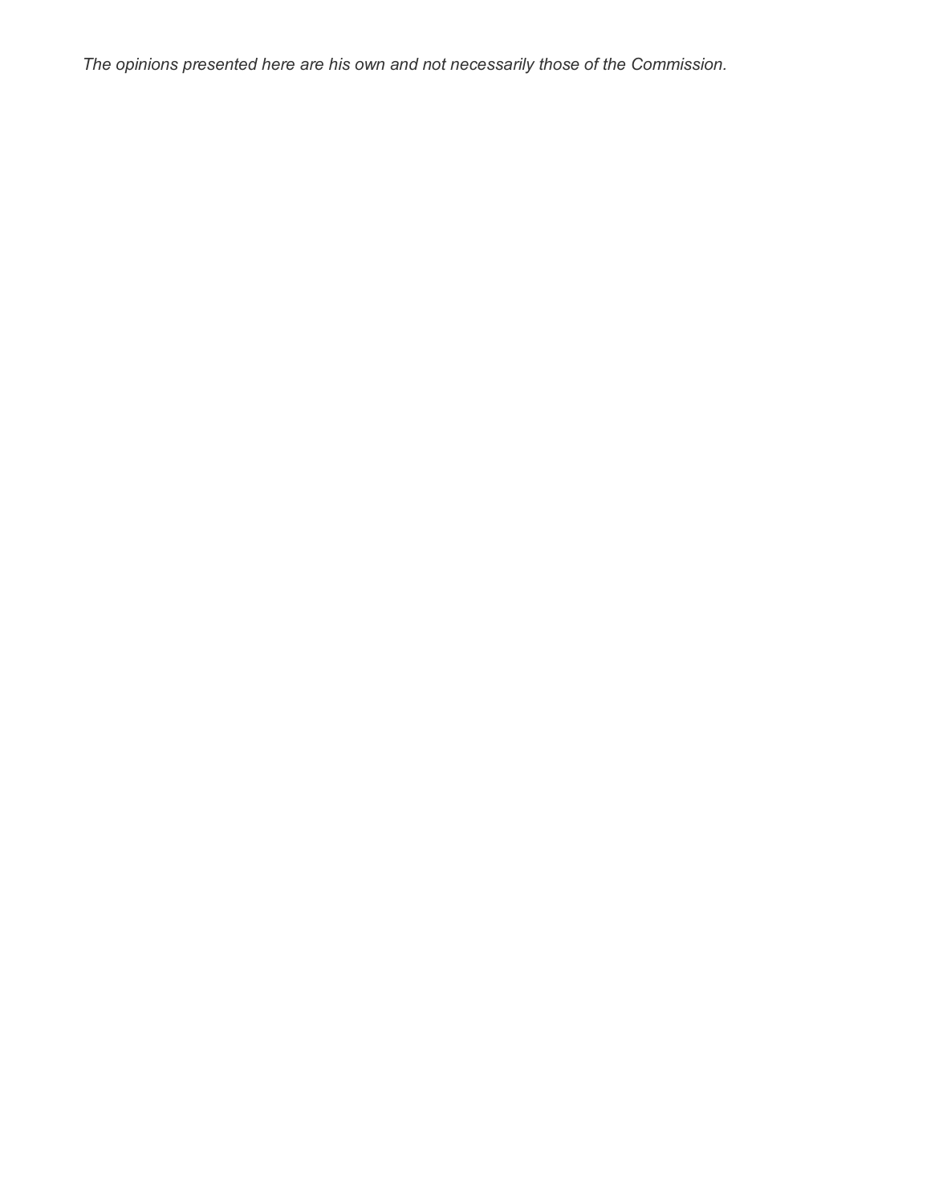*The opinions presented here are his own and not necessarily those of the Commission.*